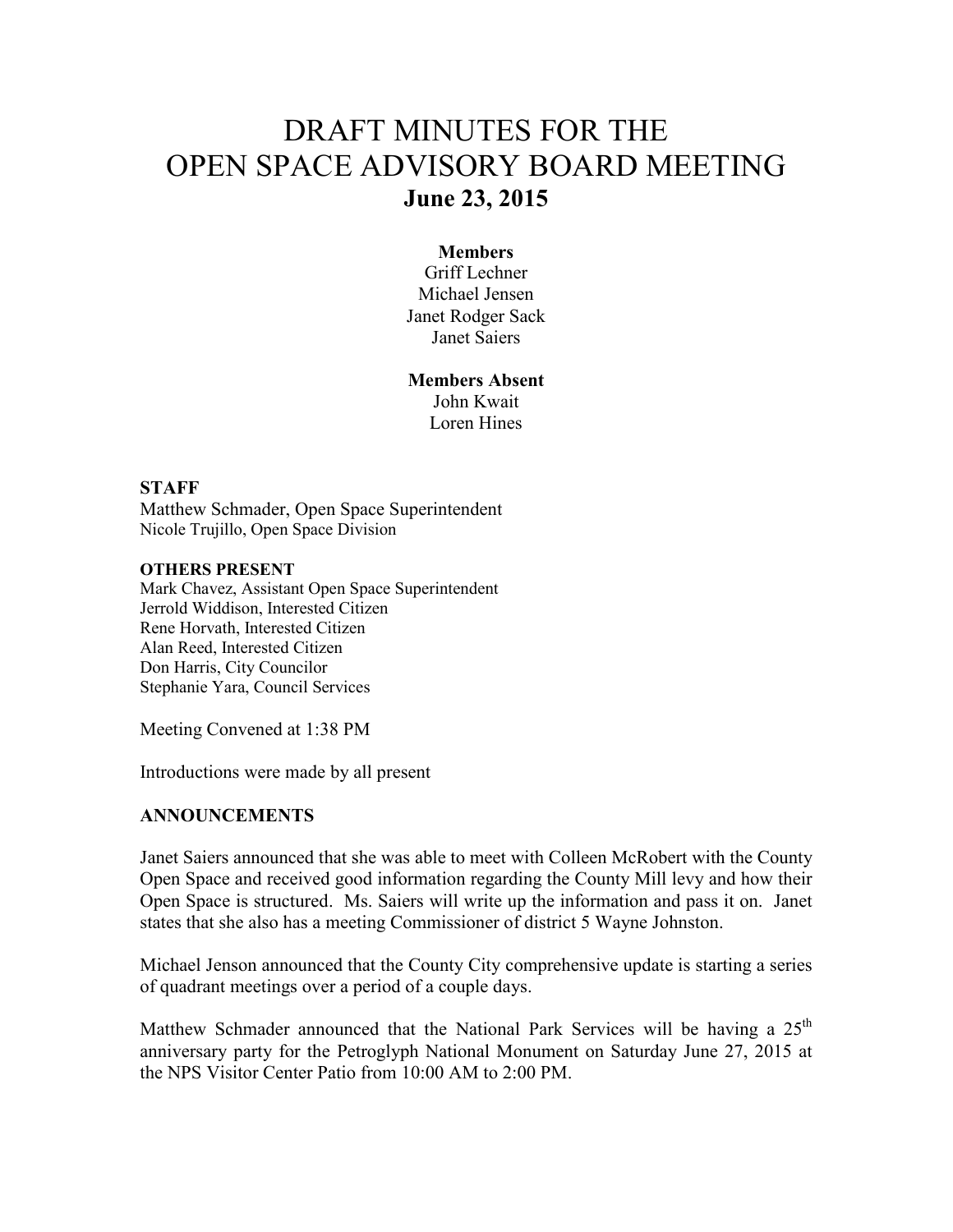# DRAFT MINUTES FOR THE OPEN SPACE ADVISORY BOARD MEETING

## June 23, 2015

**Members**

Griff Lechner
Michael Jensen
Janet Rodger Sack
Janet Saiers

**Members Absent**

John Kwait
Loren Hines

**STAFF**

Matthew Schmader, Open Space Superintendent
Nicole Trujillo, Open Space Division

**OTHERS PRESENT**

Mark Chavez, Assistant Open Space Superintendent
Jerrold Widdison, Interested Citizen
Rene Horvath, Interested Citizen
Alan Reed, Interested Citizen
Don Harris, City Councilor
Stephanie Yara, Council Services

Meeting Convened at 1:38 PM

Introductions were made by all present

**ANNOUNCEMENTS**

Janet Saiers announced that she was able to meet with Colleen McRobert with the County Open Space and received good information regarding the County Mill levy and how their Open Space is structured. Ms. Saiers will write up the information and pass it on. Janet states that she also has a meeting Commissioner of district 5 Wayne Johnston.

Michael Jenson announced that the County City comprehensive update is starting a series of quadrant meetings over a period of a couple days.

Matthew Schmader announced that the National Park Services will be having a 25th anniversary party for the Petroglyph National Monument on Saturday June 27, 2015 at the NPS Visitor Center Patio from 10:00 AM to 2:00 PM.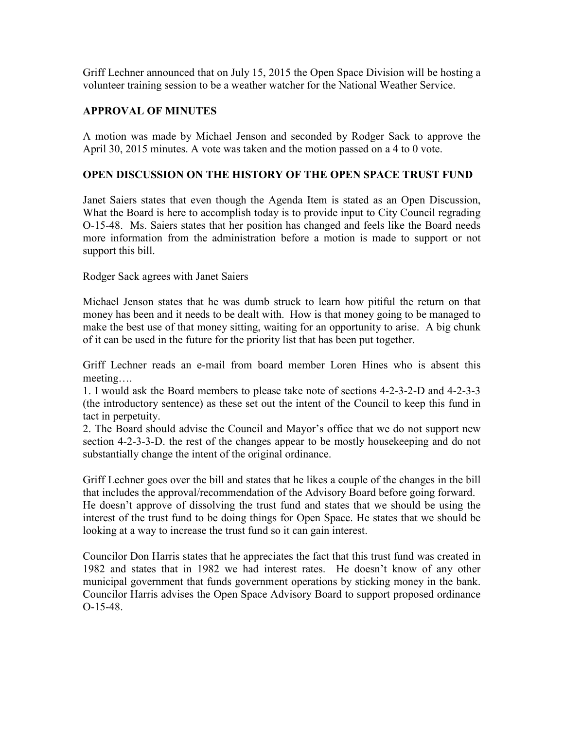Griff Lechner announced that on July 15, 2015 the Open Space Division will be hosting a volunteer training session to be a weather watcher for the National Weather Service.

## APPROVAL OF MINUTES

A motion was made by Michael Jenson and seconded by Rodger Sack to approve the April 30, 2015 minutes. A vote was taken and the motion passed on a 4 to 0 vote.

## OPEN DISCUSSION ON THE HISTORY OF THE OPEN SPACE TRUST FUND

Janet Saiers states that even though the Agenda Item is stated as an Open Discussion, What the Board is here to accomplish today is to provide input to City Council regrading O-15-48. Ms. Saiers states that her position has changed and feels like the Board needs more information from the administration before a motion is made to support or not support this bill.

Rodger Sack agrees with Janet Saiers

Michael Jenson states that he was dumb struck to learn how pitiful the return on that money has been and it needs to be dealt with. How is that money going to be managed to make the best use of that money sitting, waiting for an opportunity to arise. A big chunk of it can be used in the future for the priority list that has been put together.

Griff Lechner reads an e-mail from board member Loren Hines who is absent this meeting….

1. I would ask the Board members to please take note of sections 4-2-3-2-D and 4-2-3-3 (the introductory sentence) as these set out the intent of the Council to keep this fund in tact in perpetuity.
2. The Board should advise the Council and Mayor's office that we do not support new section 4-2-3-3-D. the rest of the changes appear to be mostly housekeeping and do not substantially change the intent of the original ordinance.

Griff Lechner goes over the bill and states that he likes a couple of the changes in the bill that includes the approval/recommendation of the Advisory Board before going forward. He doesn't approve of dissolving the trust fund and states that we should be using the interest of the trust fund to be doing things for Open Space. He states that we should be looking at a way to increase the trust fund so it can gain interest.

Councilor Don Harris states that he appreciates the fact that this trust fund was created in 1982 and states that in 1982 we had interest rates. He doesn't know of any other municipal government that funds government operations by sticking money in the bank. Councilor Harris advises the Open Space Advisory Board to support proposed ordinance O-15-48.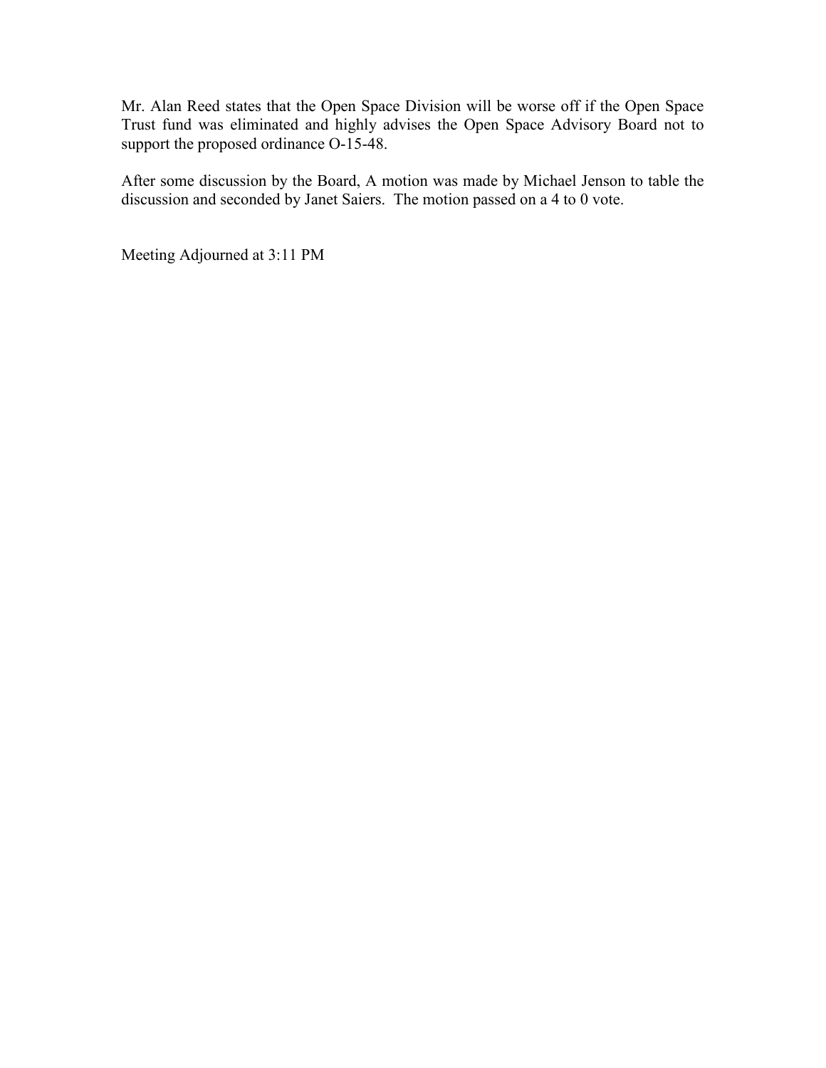Mr. Alan Reed states that the Open Space Division will be worse off if the Open Space Trust fund was eliminated and highly advises the Open Space Advisory Board not to support the proposed ordinance O-15-48.

After some discussion by the Board, A motion was made by Michael Jenson to table the discussion and seconded by Janet Saiers. The motion passed on a 4 to 0 vote.

Meeting Adjourned at 3:11 PM